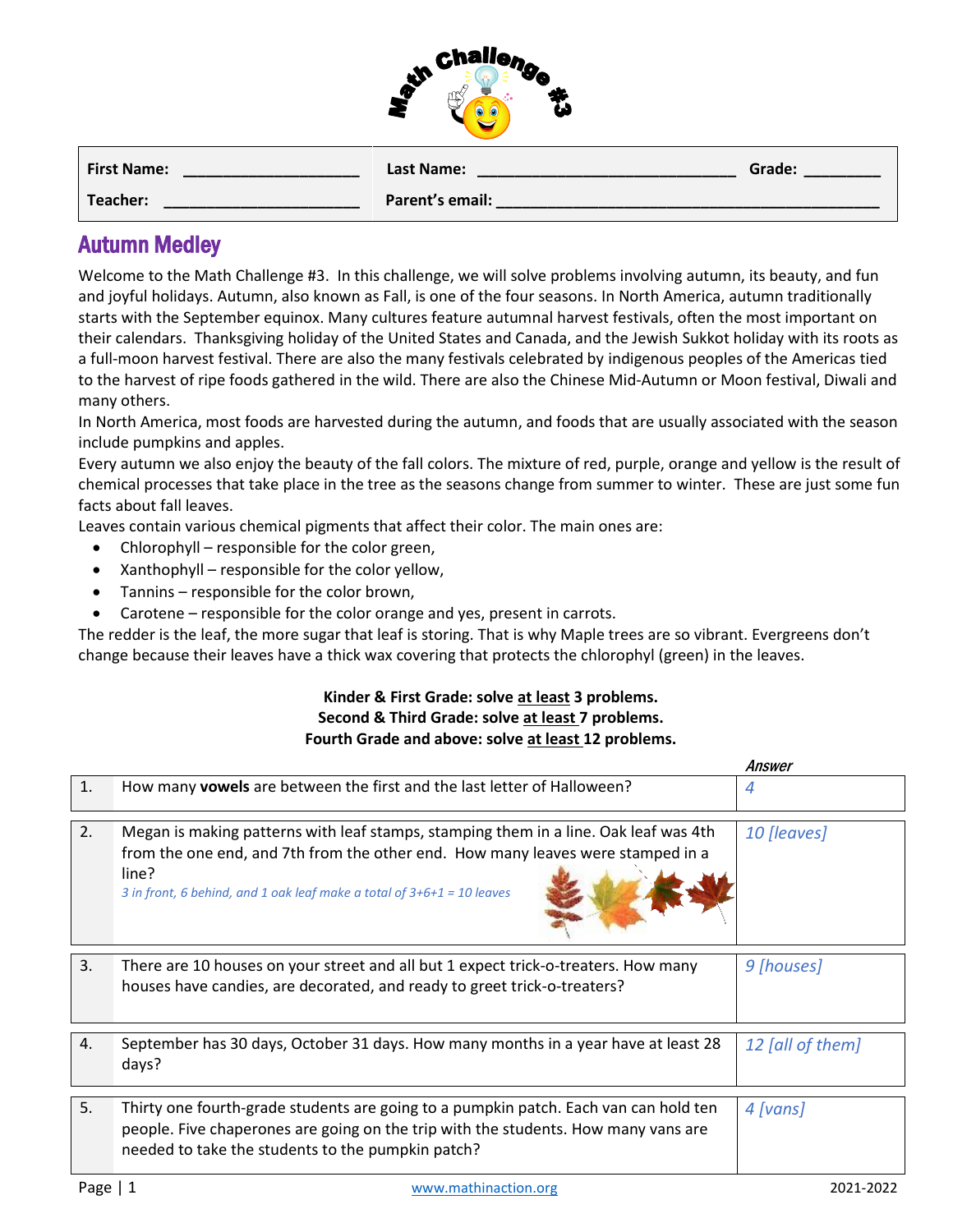# Math Challenge #3

| First Name: ____________________ | Last Name: ____________________________ | Grade: ________ |
|---|---|---|
| Teacher: ______________________ | Parent's email: ____________________________________________ | |

## Autumn Medley

Welcome to the Math Challenge #3. In this challenge, we will solve problems involving autumn, its beauty, and fun and joyful holidays. Autumn, also known as Fall, is one of the four seasons. In North America, autumn traditionally starts with the September equinox. Many cultures feature autumnal harvest festivals, often the most important on their calendars. Thanksgiving holiday of the United States and Canada, and the Jewish Sukkot holiday with its roots as a full-moon harvest festival. There are also the many festivals celebrated by indigenous peoples of the Americas tied to the harvest of ripe foods gathered in the wild. There are also the Chinese Mid-Autumn or Moon festival, Diwali and many others.

In North America, most foods are harvested during the autumn, and foods that are usually associated with the season include pumpkins and apples.

Every autumn we also enjoy the beauty of the fall colors. The mixture of red, purple, orange and yellow is the result of chemical processes that take place in the tree as the seasons change from summer to winter. These are just some fun facts about fall leaves.

Leaves contain various chemical pigments that affect their color. The main ones are:

- Chlorophyll – responsible for the color green,
- Xanthophyll – responsible for the color yellow,
- Tannins – responsible for the color brown,
- Carotene – responsible for the color orange and yes, present in carrots.

The redder is the leaf, the more sugar that leaf is storing. That is why Maple trees are so vibrant. Evergreens don't change because their leaves have a thick wax covering that protects the chlorophyl (green) in the leaves.

**Kinder & First Grade: solve at least 3 problems.**
**Second & Third Grade: solve at least 7 problems.**
**Fourth Grade and above: solve at least 12 problems.**

| # | Problem | *Answer* |
|---|---|---|
| 1. | How many **vowels** are between the first and the last letter of Halloween? | *4* |
| 2. | Megan is making patterns with leaf stamps, stamping them in a line. Oak leaf was 4th from the one end, and 7th from the other end. How many leaves were stamped in a line? *3 in front, 6 behind, and 1 oak leaf make a total of 3+6+1 = 10 leaves* | *10 [leaves]* |
| 3. | There are 10 houses on your street and all but 1 expect trick-o-treaters. How many houses have candies, are decorated, and ready to greet trick-o-treaters? | *9 [houses]* |
| 4. | September has 30 days, October 31 days. How many months in a year have at least 28 days? | *12 [all of them]* |
| 5. | Thirty one fourth-grade students are going to a pumpkin patch. Each van can hold ten people. Five chaperones are going on the trip with the students. How many vans are needed to take the students to the pumpkin patch? | *4 [vans]* |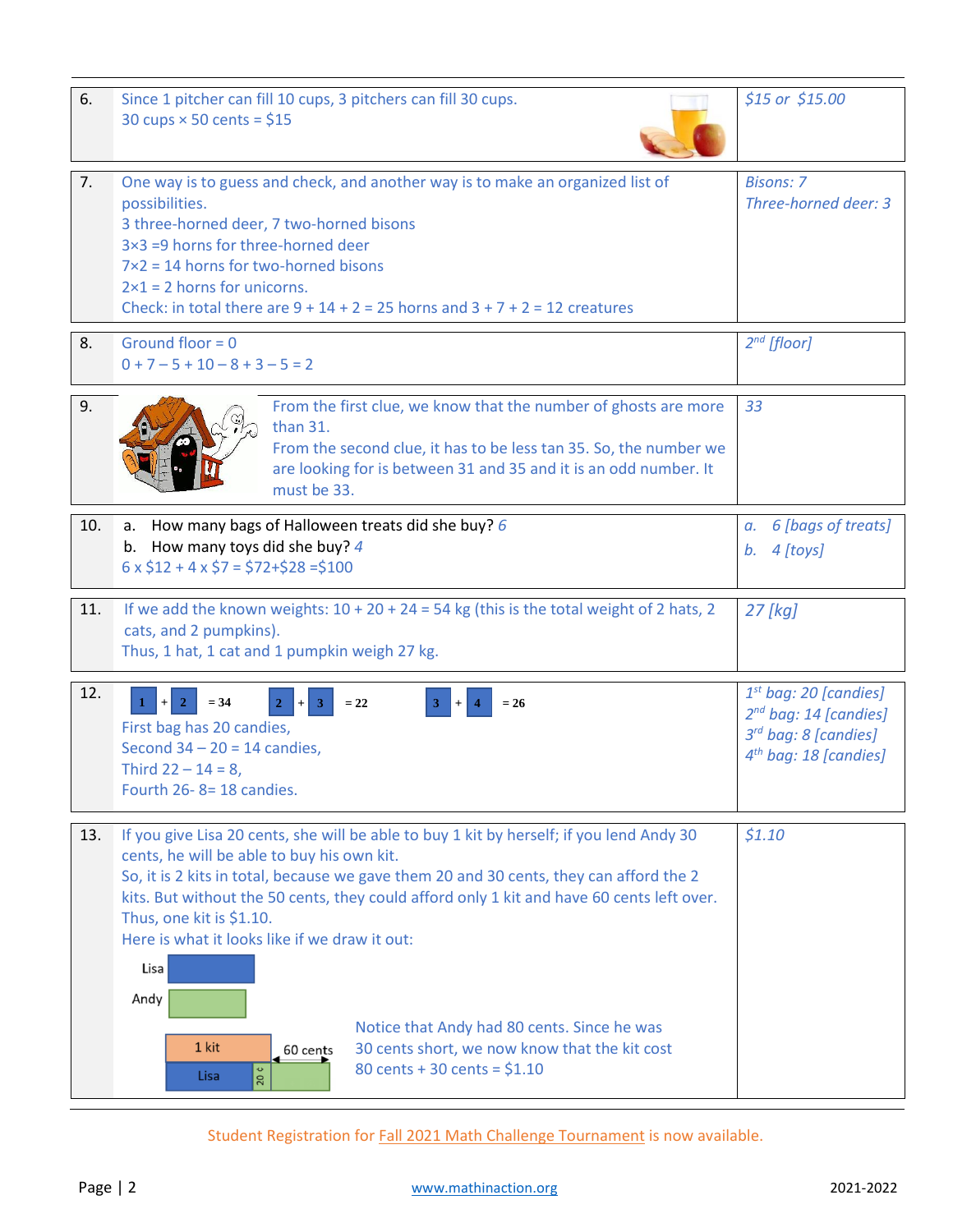| | | |
|---|---|---|
| 6. | Since 1 pitcher can fill 10 cups, 3 pitchers can fill 30 cups.<br>30 cups × 50 cents = $15 | *$15 or $15.00* |
| 7. | One way is to guess and check, and another way is to make an organized list of possibilities.<br>3 three-horned deer, 7 two-horned bisons<br>3×3 =9 horns for three-horned deer<br>7×2 = 14 horns for two-horned bisons<br>2×1 = 2 horns for unicorns.<br>Check: in total there are 9 + 14 + 2 = 25 horns and 3 + 7 + 2 = 12 creatures | *Bisons: 7*<br>*Three-horned deer: 3* |
| 8. | Ground floor = 0<br>0 + 7 – 5 + 10 – 8 + 3 – 5 = 2 | *2nd [floor]* |
| 9. | From the first clue, we know that the number of ghosts are more than 31.<br>From the second clue, it has to be less tan 35. So, the number we are looking for is between 31 and 35 and it is an odd number. It must be 33. | *33* |
| 10. | a. How many bags of Halloween treats did she buy? *6*<br>b. How many toys did she buy? *4*<br>6 x $12 + 4 x $7 = $72+$28 =$100 | *a. 6 [bags of treats]*<br>*b. 4 [toys]* |
| 11. | If we add the known weights: 10 + 20 + 24 = 54 kg (this is the total weight of 2 hats, 2 cats, and 2 pumpkins).<br>Thus, 1 hat, 1 cat and 1 pumpkin weigh 27 kg. | *27 [kg]* |
| 12. | 1 + 2 = 34  2 + 3 = 22  3 + 4 = 26<br>First bag has 20 candies,<br>Second 34 – 20 = 14 candies,<br>Third 22 – 14 = 8,<br>Fourth 26- 8= 18 candies. | *1st bag: 20 [candies]*<br>*2nd bag: 14 [candies]*<br>*3rd bag: 8 [candies]*<br>*4th bag: 18 [candies]* |
| 13. | If you give Lisa 20 cents, she will be able to buy 1 kit by herself; if you lend Andy 30 cents, he will be able to buy his own kit.<br>So, it is 2 kits in total, because we gave them 20 and 30 cents, they can afford the 2 kits. But without the 50 cents, they could afford only 1 kit and have 60 cents left over.<br>Thus, one kit is $1.10.<br>Here is what it looks like if we draw it out:<br>Lisa<br>Andy<br>1 kit — 60 cents<br>Lisa — 20 ¢<br>Notice that Andy had 80 cents. Since he was 30 cents short, we now know that the kit cost 80 cents + 30 cents = $1.10 | *$1.10* |

Student Registration for Fall 2021 Math Challenge Tournament is now available.

www.mathinaction.org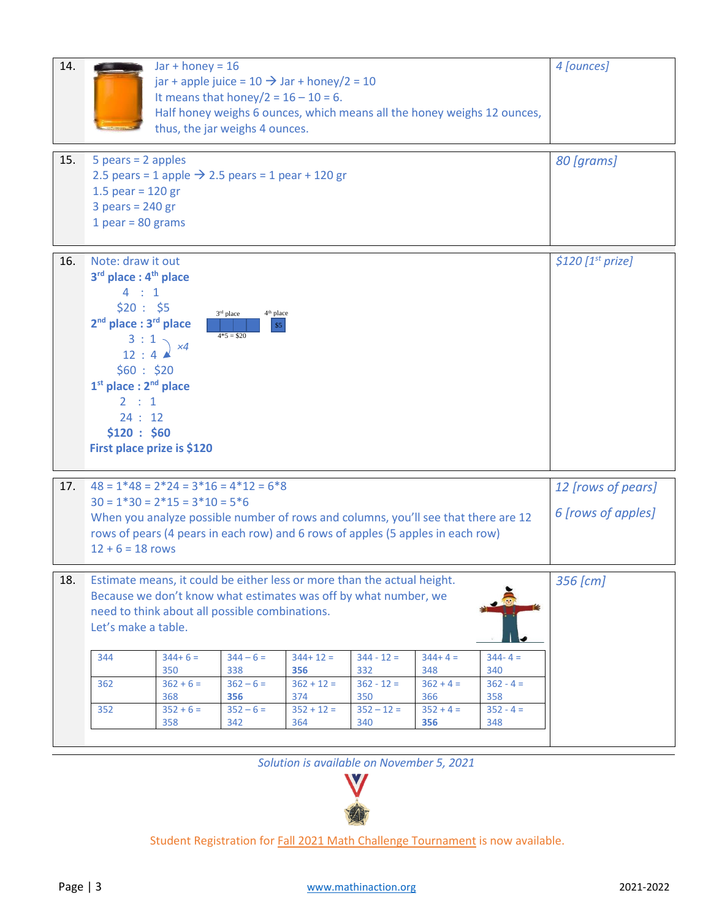**14.**

Jar + honey = 16
jar + apple juice = 10 → Jar + honey/2 = 10
It means that honey/2 = 16 – 10 = 6.
Half honey weighs 6 ounces, which means all the honey weighs 12 ounces, thus, the jar weighs 4 ounces.

*4 [ounces]*

**15.**

5 pears = 2 apples
2.5 pears = 1 apple → 2.5 pears = 1 pear + 120 gr
1.5 pear = 120 gr
3 pears = 240 gr
1 pear = 80 grams

*80 [grams]*

**16.**

Note: draw it out

**3rd place : 4th place**
4 : 1
$20 : $5

3rd place | 4th place
4*5 = $20 | $5

**2nd place : 3rd place**
3 : 1
12 : 4 (×4)
$60 : $20

**1st place : 2nd place**
2 : 1
24 : 12
**$120 : $60**

**First place prize is $120**

*$120 [1st prize]*

**17.**

48 = 1*48 = 2*24 = 3*16 = 4*12 = 6*8
30 = 1*30 = 2*15 = 3*10 = 5*6
When you analyze possible number of rows and columns, you'll see that there are 12 rows of pears (4 pears in each row) and 6 rows of apples (5 apples in each row)
12 + 6 = 18 rows

*12 [rows of pears]*
*6 [rows of apples]*

**18.**

Estimate means, it could be either less or more than the actual height. Because we don't know what estimates was off by what number, we need to think about all possible combinations.
Let's make a table.

| | | | | | | |
|---|---|---|---|---|---|---|
| 344 | 344+ 6 = 350 | 344 – 6 = 338 | 344+ 12 = **356** | 344 - 12 = 332 | 344+ 4 = 348 | 344- 4 = 340 |
| 362 | 362 + 6 = 368 | 362 – 6 = **356** | 362 + 12 = 374 | 362 - 12 = 350 | 362 + 4 = 366 | 362 - 4 = 358 |
| 352 | 352 + 6 = 358 | 352 – 6 = 342 | 352 + 12 = 364 | 352 – 12 = 340 | 352 + 4 = **356** | 352 - 4 = 348 |

*356 [cm]*

*Solution is available on November 5, 2021*

Student Registration for Fall 2021 Math Challenge Tournament is now available.